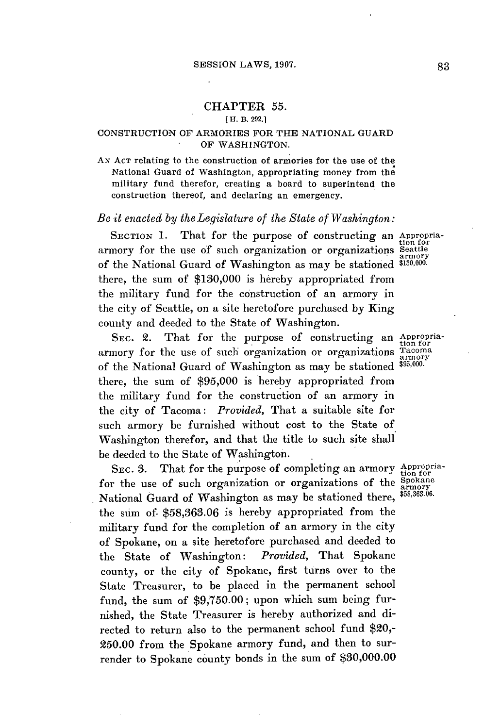# CHAPTER 55.

[H. B. 292.]

## CONSTRUCTION OF ARMORIES FOR THE NATIONAL GUARD OF WASHINGTON.

AN ACT relating to the construction of armories for the use of the National Guard of Washington, appropriating money from the military fund therefor, creating a board to superintend the construction thereof, and declaring an emergency.

*Be it enacted by the Legislature of the State of Washington:*

SECTION 1. That for the purpose of constructing an armory for the use of such organization or organizations of the National Guard of Washington as may be stationed there, the sum of $130,000 is hereby appropriated from the military fund for the construction of an armory in the city of Seattle, on a site heretofore purchased by King county and deeded to the State of Washington.

Appropriation for Seattle armory $130,000.

SEC. 2. That for the purpose of constructing an armory for the use of such organization or organizations of the National Guard of Washington as may be stationed there, the sum of $95,000 is hereby appropriated from the military fund for the construction of an armory in the city of Tacoma: *Provided,* That a suitable site for such armory be furnished without cost to the State of Washington therefor, and that the title to such site shall be deeded to the State of Washington.

Appropriation for Tacoma armory $95,000.

SEC. 3. That for the purpose of completing an armory for the use of such organization or organizations of the National Guard of Washington as may be stationed there, the sum of $58,363.06 is hereby appropriated from the military fund for the completion of an armory in the city of Spokane, on a site heretofore purchased and deeded to the State of Washington: *Provided,* That Spokane county, or the city of Spokane, first turns over to the State Treasurer, to be placed in the permanent school fund, the sum of $9,750.00; upon which sum being furnished, the State Treasurer is hereby authorized and directed to return also to the permanent school fund $20,-250.00 from the Spokane armory fund, and then to surrender to Spokane county bonds in the sum of $30,000.00

Appropriation for Spokane armory $58,363.06.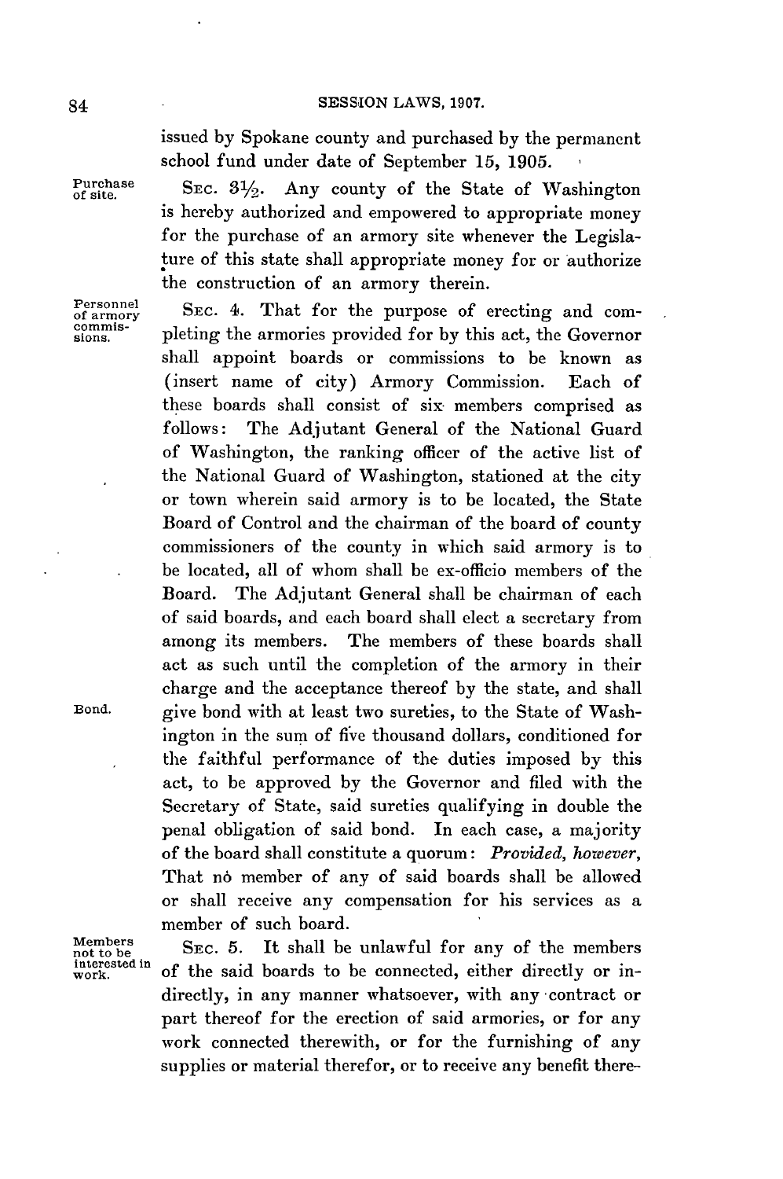issued by Spokane county and purchased by the permanent school fund under date of September 15, 1905.

Purchase of site.

SEC. 3½. Any county of the State of Washington is hereby authorized and empowered to appropriate money for the purchase of an armory site whenever the Legislature of this state shall appropriate money for or authorize the construction of an armory therein.

Personnel of armory commissions.

SEC. 4. That for the purpose of erecting and completing the armories provided for by this act, the Governor shall appoint boards or commissions to be known as (insert name of city) Armory Commission. Each of these boards shall consist of six members comprised as follows: The Adjutant General of the National Guard of Washington, the ranking officer of the active list of the National Guard of Washington, stationed at the city or town wherein said armory is to be located, the State Board of Control and the chairman of the board of county commissioners of the county in which said armory is to be located, all of whom shall be ex-officio members of the Board. The Adjutant General shall be chairman of each of said boards, and each board shall elect a secretary from among its members. The members of these boards shall act as such until the completion of the armory in their charge and the acceptance thereof by the state, and shall give bond with at least two sureties, to the State of Washington in the sum of five thousand dollars, conditioned for the faithful performance of the duties imposed by this act, to be approved by the Governor and filed with the Secretary of State, said sureties qualifying in double the penal obligation of said bond. In each case, a majority of the board shall constitute a quorum: *Provided, however,* That no member of any of said boards shall be allowed or shall receive any compensation for his services as a member of such board.

Bond.

Members not to be interested in work.

SEC. 5. It shall be unlawful for any of the members of the said boards to be connected, either directly or indirectly, in any manner whatsoever, with any contract or part thereof for the erection of said armories, or for any work connected therewith, or for the furnishing of any supplies or material therefor, or to receive any benefit there-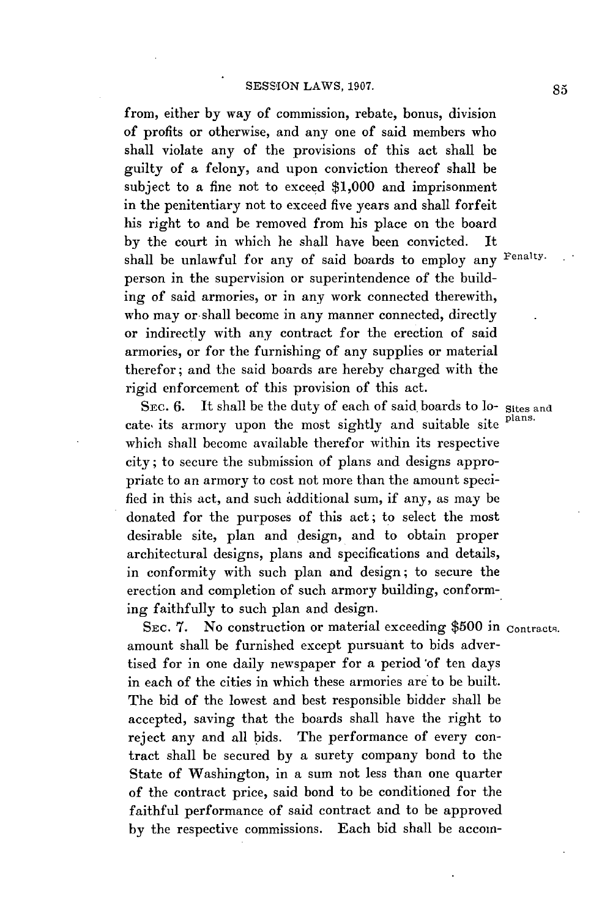from, either by way of commission, rebate, bonus, division of profits or otherwise, and any one of said members who shall violate any of the provisions of this act shall be guilty of a felony, and upon conviction thereof shall be subject to a fine not to exceed $1,000 and imprisonment in the penitentiary not to exceed five years and shall forfeit his right to and be removed from his place on the board by the court in which he shall have been convicted. It shall be unlawful for any of said boards to employ any person in the supervision or superintendence of the building of said armories, or in any work connected therewith, who may or shall become in any manner connected, directly or indirectly with any contract for the erection of said armories, or for the furnishing of any supplies or material therefor; and the said boards are hereby charged with the rigid enforcement of this provision of this act.

Penalty.

SEC. 6. It shall be the duty of each of said boards to locate its armory upon the most sightly and suitable site which shall become available therefor within its respective city; to secure the submission of plans and designs appropriate to an armory to cost not more than the amount specified in this act, and such additional sum, if any, as may be donated for the purposes of this act; to select the most desirable site, plan and design, and to obtain proper architectural designs, plans and specifications and details, in conformity with such plan and design; to secure the erection and completion of such armory building, conforming faithfully to such plan and design.

Sites and plans.

SEC. 7. No construction or material exceeding $500 in amount shall be furnished except pursuant to bids advertised for in one daily newspaper for a period of ten days in each of the cities in which these armories are to be built. The bid of the lowest and best responsible bidder shall be accepted, saving that the boards shall have the right to reject any and all bids. The performance of every contract shall be secured by a surety company bond to the State of Washington, in a sum not less than one quarter of the contract price, said bond to be conditioned for the faithful performance of said contract and to be approved by the respective commissions. Each bid shall be accom-

Contracts.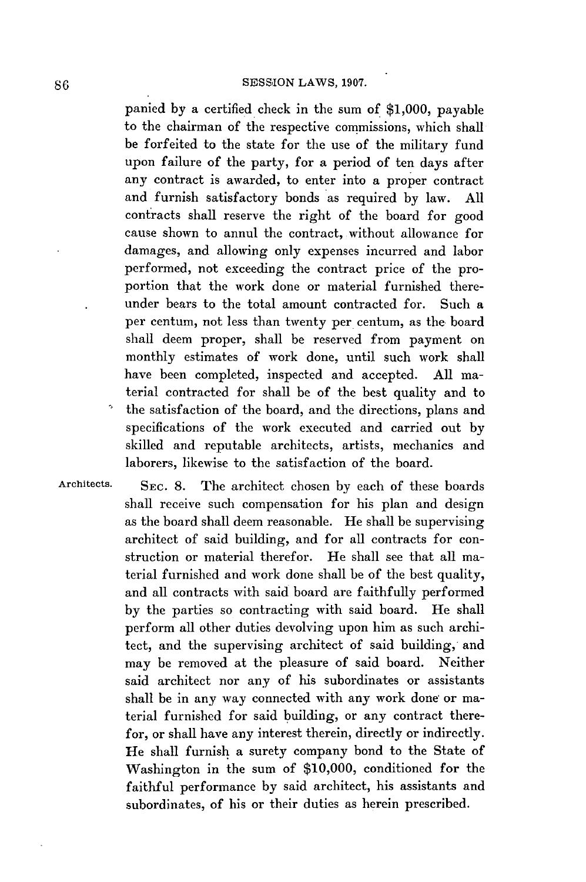panied by a certified check in the sum of $1,000, payable to the chairman of the respective commissions, which shall be forfeited to the state for the use of the military fund upon failure of the party, for a period of ten days after any contract is awarded, to enter into a proper contract and furnish satisfactory bonds as required by law. All contracts shall reserve the right of the board for good cause shown to annul the contract, without allowance for damages, and allowing only expenses incurred and labor performed, not exceeding the contract price of the proportion that the work done or material furnished thereunder bears to the total amount contracted for. Such a per centum, not less than twenty per centum, as the board shall deem proper, shall be reserved from payment on monthly estimates of work done, until such work shall have been completed, inspected and accepted. All material contracted for shall be of the best quality and to the satisfaction of the board, and the directions, plans and specifications of the work executed and carried out by skilled and reputable architects, artists, mechanics and laborers, likewise to the satisfaction of the board.

Architects.

SEC. 8. The architect chosen by each of these boards shall receive such compensation for his plan and design as the board shall deem reasonable. He shall be supervising architect of said building, and for all contracts for construction or material therefor. He shall see that all material furnished and work done shall be of the best quality, and all contracts with said board are faithfully performed by the parties so contracting with said board. He shall perform all other duties devolving upon him as such architect, and the supervising architect of said building, and may be removed at the pleasure of said board. Neither said architect nor any of his subordinates or assistants shall be in any way connected with any work done or material furnished for said building, or any contract therefor, or shall have any interest therein, directly or indirectly. He shall furnish a surety company bond to the State of Washington in the sum of $10,000, conditioned for the faithful performance by said architect, his assistants and subordinates, of his or their duties as herein prescribed.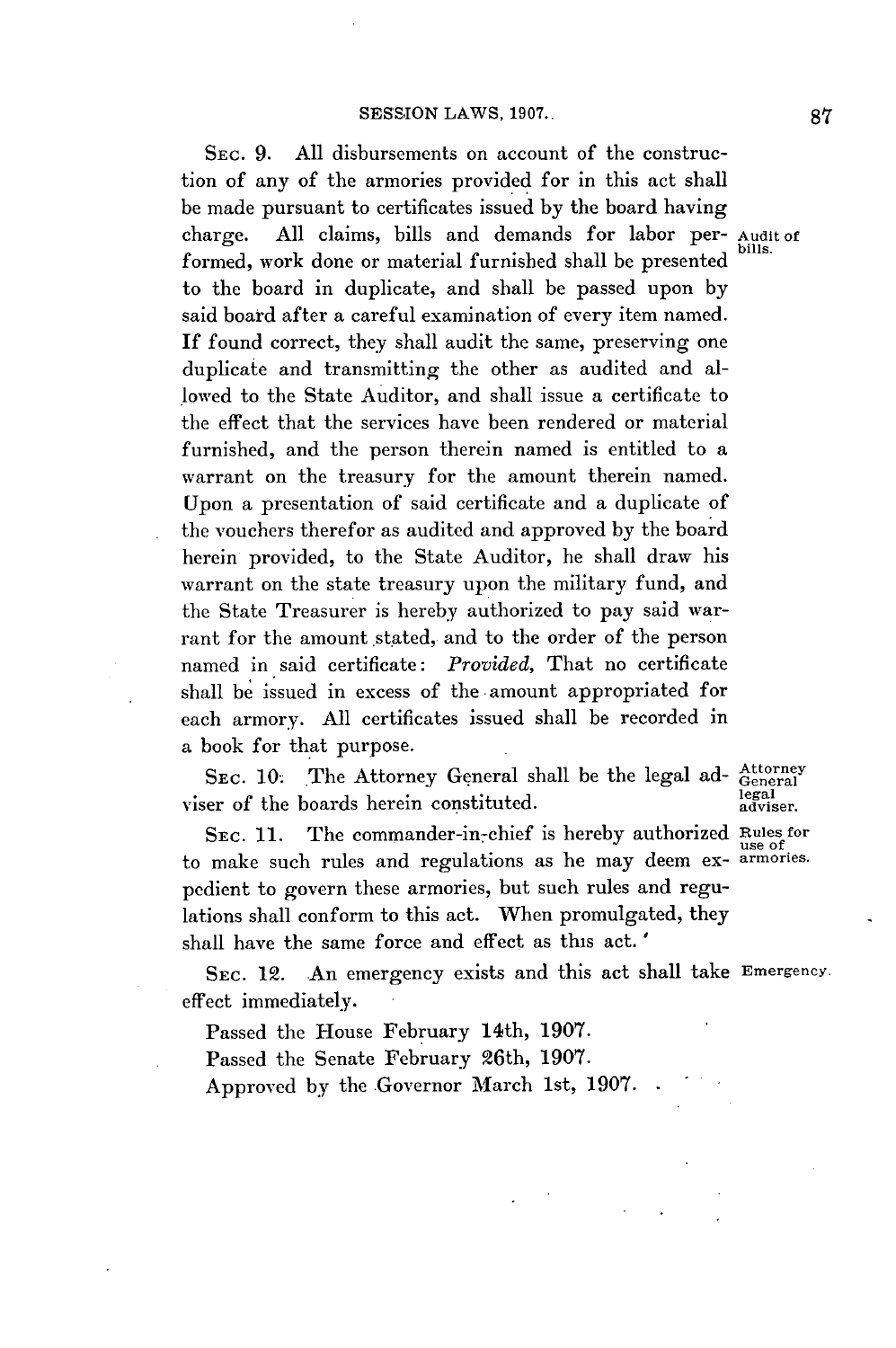SEC. 9. All disbursements on account of the construction of any of the armories provided for in this act shall be made pursuant to certificates issued by the board having charge. All claims, bills and demands for labor performed, work done or material furnished shall be presented to the board in duplicate, and shall be passed upon by said board after a careful examination of every item named. If found correct, they shall audit the same, preserving one duplicate and transmitting the other as audited and allowed to the State Auditor, and shall issue a certificate to the effect that the services have been rendered or material furnished, and the person therein named is entitled to a warrant on the treasury for the amount therein named. Upon a presentation of said certificate and a duplicate of the vouchers therefor as audited and approved by the board herein provided, to the State Auditor, he shall draw his warrant on the state treasury upon the military fund, and the State Treasurer is hereby authorized to pay said warrant for the amount stated, and to the order of the person named in said certificate: *Provided,* That no certificate shall be issued in excess of the amount appropriated for each armory. All certificates issued shall be recorded in a book for that purpose.

Audit of bills.

SEC. 10. The Attorney General shall be the legal adviser of the boards herein constituted.

Attorney General legal adviser.

SEC. 11. The commander-in-chief is hereby authorized to make such rules and regulations as he may deem expedient to govern these armories, but such rules and regulations shall conform to this act. When promulgated, they shall have the same force and effect as this act.

Rules for use of armories.

SEC. 12. An emergency exists and this act shall take effect immediately.

Emergency.

Passed the House February 14th, 1907.

Passed the Senate February 26th, 1907.

Approved by the Governor March 1st, 1907.